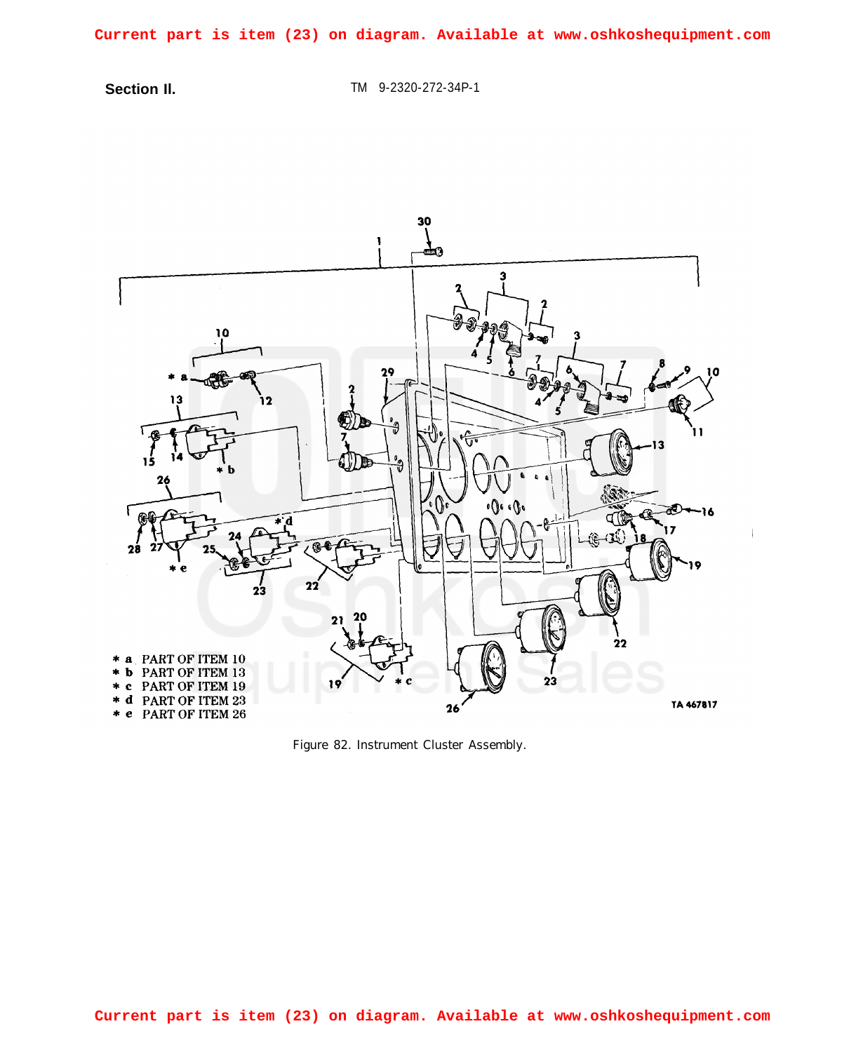Current part is item (23) on diagram. Available at www.oshkoshequipment.com

**Section II.** TM 9-2320-272-34P-1

* a PART OF ITEM 10
* b PART OF ITEM 13
* c PART OF ITEM 19
* d PART OF ITEM 23
* e PART OF ITEM 26

TA 467817

Figure 82. Instrument Cluster Assembly.

Current part is item (23) on diagram. Available at www.oshkoshequipment.com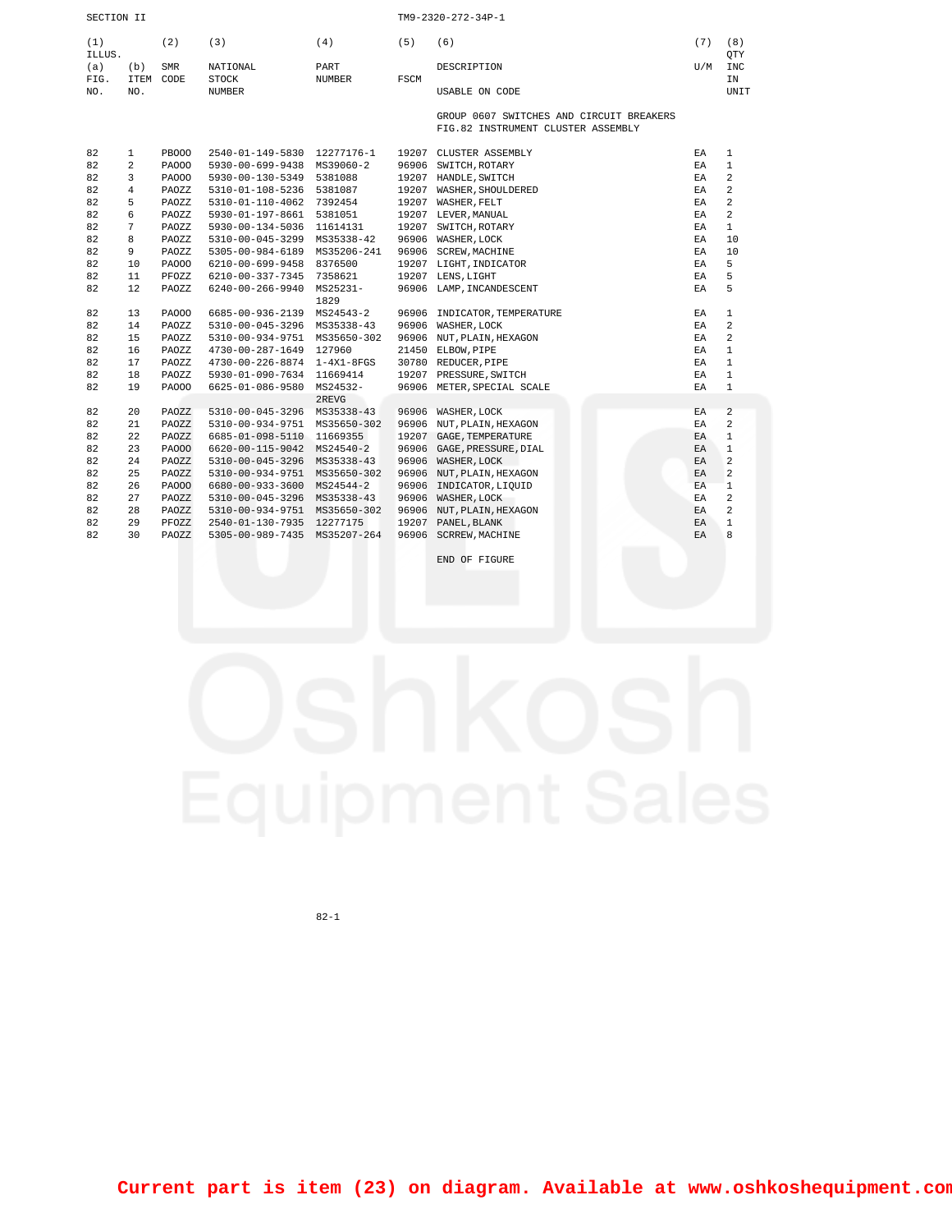SECTION II TM9-2320-272-34P-1

| (1) ILLUS. (a) FIG. NO. | (b) ITEM NO. | (2) SMR CODE | (3) NATIONAL STOCK NUMBER | (4) PART NUMBER | (5) FSCM | (6) DESCRIPTION USABLE ON CODE | (7) U/M | (8) QTY INC IN UNIT |
|---|---|---|---|---|---|---|---|---|
| | | | | | | GROUP 0607 SWITCHES AND CIRCUIT BREAKERS FIG.82 INSTRUMENT CLUSTER ASSEMBLY | | |
| 82 | 1 | PBOOO | 2540-01-149-5830 | 12277176-1 | 19207 | CLUSTER ASSEMBLY | EA | 1 |
| 82 | 2 | PAOOO | 5930-00-699-9438 | MS39060-2 | 96906 | SWITCH,ROTARY | EA | 1 |
| 82 | 3 | PAOOO | 5930-00-130-5349 | 5381088 | 19207 | HANDLE,SWITCH | EA | 2 |
| 82 | 4 | PAOZZ | 5310-01-108-5236 | 5381087 | 19207 | WASHER,SHOULDERED | EA | 2 |
| 82 | 5 | PAOZZ | 5310-01-110-4062 | 7392454 | 19207 | WASHER,FELT | EA | 2 |
| 82 | 6 | PAOZZ | 5930-01-197-8661 | 5381051 | 19207 | LEVER,MANUAL | EA | 2 |
| 82 | 7 | PAOZZ | 5930-00-134-5036 | 11614131 | 19207 | SWITCH,ROTARY | EA | 1 |
| 82 | 8 | PAOZZ | 5310-00-045-3299 | MS35338-42 | 96906 | WASHER,LOCK | EA | 10 |
| 82 | 9 | PAOZZ | 5305-00-984-6189 | MS35206-241 | 96906 | SCREW,MACHINE | EA | 10 |
| 82 | 10 | PAOOO | 6210-00-699-9458 | 8376500 | 19207 | LIGHT,INDICATOR | EA | 5 |
| 82 | 11 | PFOZZ | 6210-00-337-7345 | 7358621 | 19207 | LENS,LIGHT | EA | 5 |
| 82 | 12 | PAOZZ | 6240-00-266-9940 | MS25231-1829 | 96906 | LAMP,INCANDESCENT | EA | 5 |
| 82 | 13 | PAOOO | 6685-00-936-2139 | MS24543-2 | 96906 | INDICATOR,TEMPERATURE | EA | 1 |
| 82 | 14 | PAOZZ | 5310-00-045-3296 | MS35338-43 | 96906 | WASHER,LOCK | EA | 2 |
| 82 | 15 | PAOZZ | 5310-00-934-9751 | MS35650-302 | 96906 | NUT,PLAIN,HEXAGON | EA | 2 |
| 82 | 16 | PAOZZ | 4730-00-287-1649 | 127960 | 21450 | ELBOW,PIPE | EA | 1 |
| 82 | 17 | PAOZZ | 4730-00-226-8874 | 1-4X1-8FGS | 30780 | REDUCER,PIPE | EA | 1 |
| 82 | 18 | PAOZZ | 5930-01-090-7634 | 11669414 | 19207 | PRESSURE,SWITCH | EA | 1 |
| 82 | 19 | PAOOO | 6625-01-086-9580 | MS24532-2REVG | 96906 | METER,SPECIAL SCALE | EA | 1 |
| 82 | 20 | PAOZZ | 5310-00-045-3296 | MS35338-43 | 96906 | WASHER,LOCK | EA | 2 |
| 82 | 21 | PAOZZ | 5310-00-934-9751 | MS35650-302 | 96906 | NUT,PLAIN,HEXAGON | EA | 2 |
| 82 | 22 | PAOZZ | 6685-01-098-5110 | 11669355 | 19207 | GAGE,TEMPERATURE | EA | 1 |
| 82 | 23 | PAOOO | 6620-00-115-9042 | MS24540-2 | 96906 | GAGE,PRESSURE,DIAL | EA | 1 |
| 82 | 24 | PAOZZ | 5310-00-045-3296 | MS35338-43 | 96906 | WASHER,LOCK | EA | 2 |
| 82 | 25 | PAOZZ | 5310-00-934-9751 | MS35650-302 | 96906 | NUT,PLAIN,HEXAGON | EA | 2 |
| 82 | 26 | PAOOO | 6680-00-933-3600 | MS24544-2 | 96906 | INDICATOR,LIQUID | EA | 1 |
| 82 | 27 | PAOZZ | 5310-00-045-3296 | MS35338-43 | 96906 | WASHER,LOCK | EA | 2 |
| 82 | 28 | PAOZZ | 5310-00-934-9751 | MS35650-302 | 96906 | NUT,PLAIN,HEXAGON | EA | 2 |
| 82 | 29 | PFOZZ | 2540-01-130-7935 | 12277175 | 19207 | PANEL,BLANK | EA | 1 |
| 82 | 30 | PAOZZ | 5305-00-989-7435 | MS35207-264 | 96906 | SCRREW,MACHINE | EA | 8 |

END OF FIGURE

**Current part is item (23) on diagram. Available at www.oshkoshequipment.com**